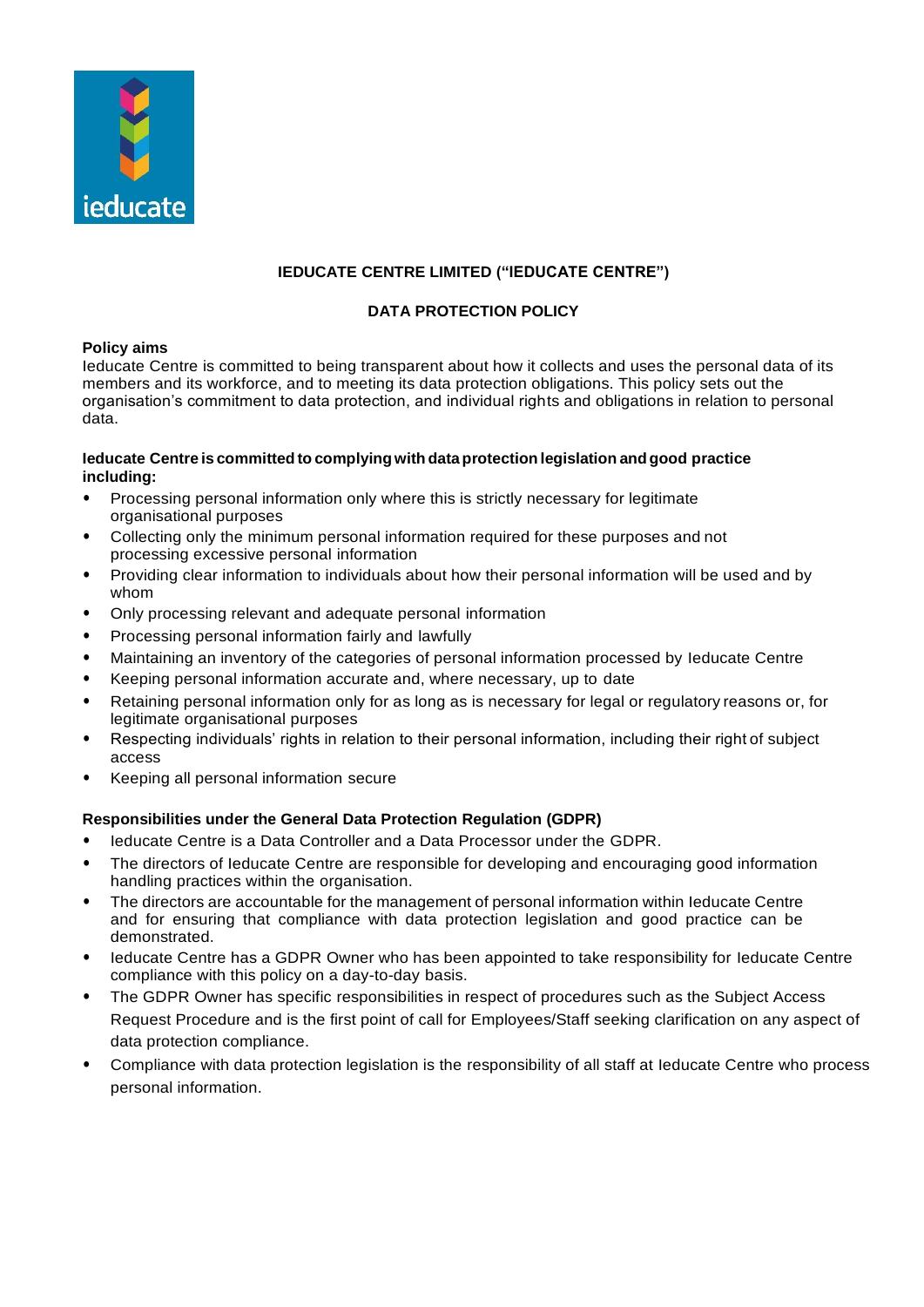# IEDUCATE CENTRE LIMITED ("IEDUCATE CENTRE")

## DATA PROTECTION POLICY

**Policy aims**

Ieducate Centre is committed to being transparent about how it collects and uses the personal data of its members and its workforce, and to meeting its data protection obligations. This policy sets out the organisation's commitment to data protection, and individual rights and obligations in relation to personal data.

**Ieducate Centre is committed to complying with data protection legislation and good practice including:**

- Processing personal information only where this is strictly necessary for legitimate organisational purposes
- Collecting only the minimum personal information required for these purposes and not processing excessive personal information
- Providing clear information to individuals about how their personal information will be used and by whom
- Only processing relevant and adequate personal information
- Processing personal information fairly and lawfully
- Maintaining an inventory of the categories of personal information processed by Ieducate Centre
- Keeping personal information accurate and, where necessary, up to date
- Retaining personal information only for as long as is necessary for legal or regulatory reasons or, for legitimate organisational purposes
- Respecting individuals' rights in relation to their personal information, including their right of subject access
- Keeping all personal information secure

**Responsibilities under the General Data Protection Regulation (GDPR)**

- Ieducate Centre is a Data Controller and a Data Processor under the GDPR.
- The directors of Ieducate Centre are responsible for developing and encouraging good information handling practices within the organisation.
- The directors are accountable for the management of personal information within Ieducate Centre and for ensuring that compliance with data protection legislation and good practice can be demonstrated.
- Ieducate Centre has a GDPR Owner who has been appointed to take responsibility for Ieducate Centre compliance with this policy on a day-to-day basis.
- The GDPR Owner has specific responsibilities in respect of procedures such as the Subject Access Request Procedure and is the first point of call for Employees/Staff seeking clarification on any aspect of data protection compliance.
- Compliance with data protection legislation is the responsibility of all staff at Ieducate Centre who process personal information.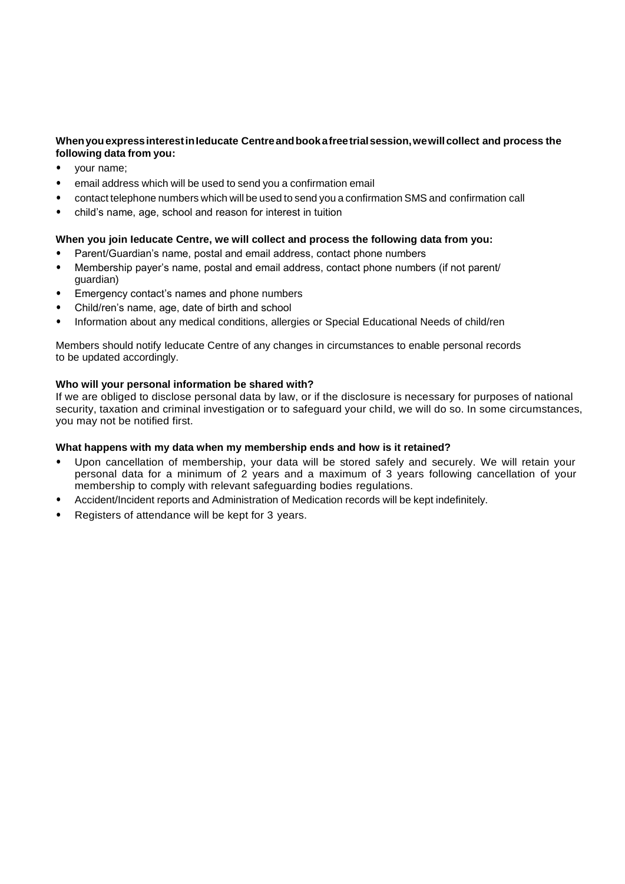**When you express interest in Ieducate Centre and book a free trial session, we will collect and process the following data from you:**

- your name;
- email address which will be used to send you a confirmation email
- contact telephone numbers which will be used to send you a confirmation SMS and confirmation call
- child's name, age, school and reason for interest in tuition

**When you join Ieducate Centre, we will collect and process the following data from you:**

- Parent/Guardian's name, postal and email address, contact phone numbers
- Membership payer's name, postal and email address, contact phone numbers (if not parent/ guardian)
- Emergency contact's names and phone numbers
- Child/ren's name, age, date of birth and school
- Information about any medical conditions, allergies or Special Educational Needs of child/ren

Members should notify Ieducate Centre of any changes in circumstances to enable personal records to be updated accordingly.

**Who will your personal information be shared with?**

If we are obliged to disclose personal data by law, or if the disclosure is necessary for purposes of national security, taxation and criminal investigation or to safeguard your child, we will do so. In some circumstances, you may not be notified first.

**What happens with my data when my membership ends and how is it retained?**

- Upon cancellation of membership, your data will be stored safely and securely. We will retain your personal data for a minimum of 2 years and a maximum of 3 years following cancellation of your membership to comply with relevant safeguarding bodies regulations.
- Accident/Incident reports and Administration of Medication records will be kept indefinitely.
- Registers of attendance will be kept for 3 years.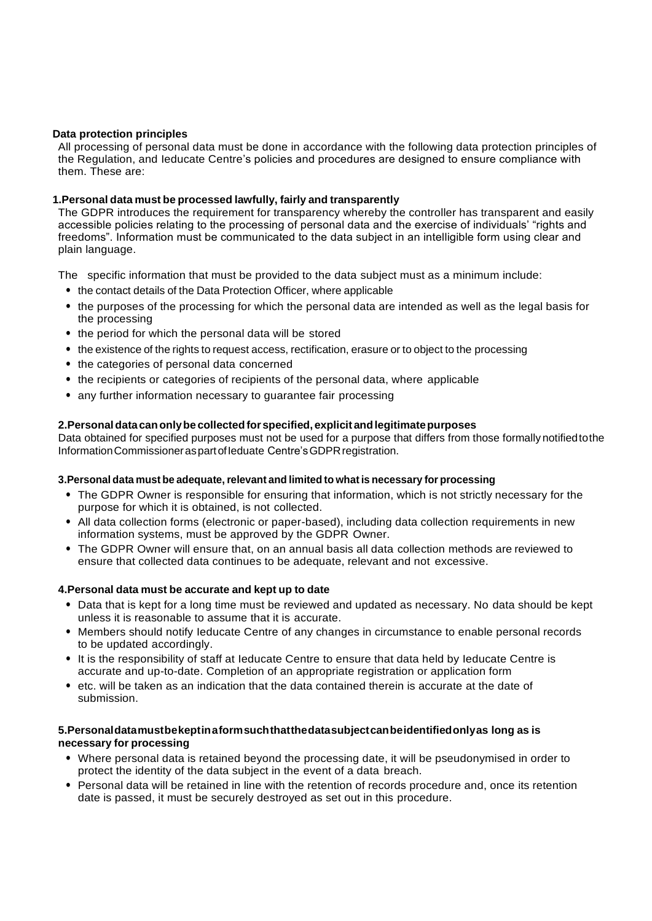## Data protection principles

All processing of personal data must be done in accordance with the following data protection principles of the Regulation, and Ieducate Centre's policies and procedures are designed to ensure compliance with them. These are:

### 1. Personal data must be processed lawfully, fairly and transparently

The GDPR introduces the requirement for transparency whereby the controller has transparent and easily accessible policies relating to the processing of personal data and the exercise of individuals' "rights and freedoms". Information must be communicated to the data subject in an intelligible form using clear and plain language.

The specific information that must be provided to the data subject must as a minimum include:

- the contact details of the Data Protection Officer, where applicable
- the purposes of the processing for which the personal data are intended as well as the legal basis for the processing
- the period for which the personal data will be stored
- the existence of the rights to request access, rectification, erasure or to object to the processing
- the categories of personal data concerned
- the recipients or categories of recipients of the personal data, where applicable
- any further information necessary to guarantee fair processing

### 2. Personal data can only be collected for specified, explicit and legitimate purposes

Data obtained for specified purposes must not be used for a purpose that differs from those formally notified to the Information Commissioner as part of Ieduate Centre's GDPR registration.

### 3. Personal data must be adequate, relevant and limited to what is necessary for processing

- The GDPR Owner is responsible for ensuring that information, which is not strictly necessary for the purpose for which it is obtained, is not collected.
- All data collection forms (electronic or paper-based), including data collection requirements in new information systems, must be approved by the GDPR Owner.
- The GDPR Owner will ensure that, on an annual basis all data collection methods are reviewed to ensure that collected data continues to be adequate, relevant and not excessive.

### 4. Personal data must be accurate and kept up to date

- Data that is kept for a long time must be reviewed and updated as necessary. No data should be kept unless it is reasonable to assume that it is accurate.
- Members should notify Ieducate Centre of any changes in circumstance to enable personal records to be updated accordingly.
- It is the responsibility of staff at Ieducate Centre to ensure that data held by Ieducate Centre is accurate and up-to-date. Completion of an appropriate registration or application form
- etc. will be taken as an indication that the data contained therein is accurate at the date of submission.

### 5. Personal data must be kept in a form such that the data subject can be identified only as long as is necessary for processing

- Where personal data is retained beyond the processing date, it will be pseudonymised in order to protect the identity of the data subject in the event of a data breach.
- Personal data will be retained in line with the retention of records procedure and, once its retention date is passed, it must be securely destroyed as set out in this procedure.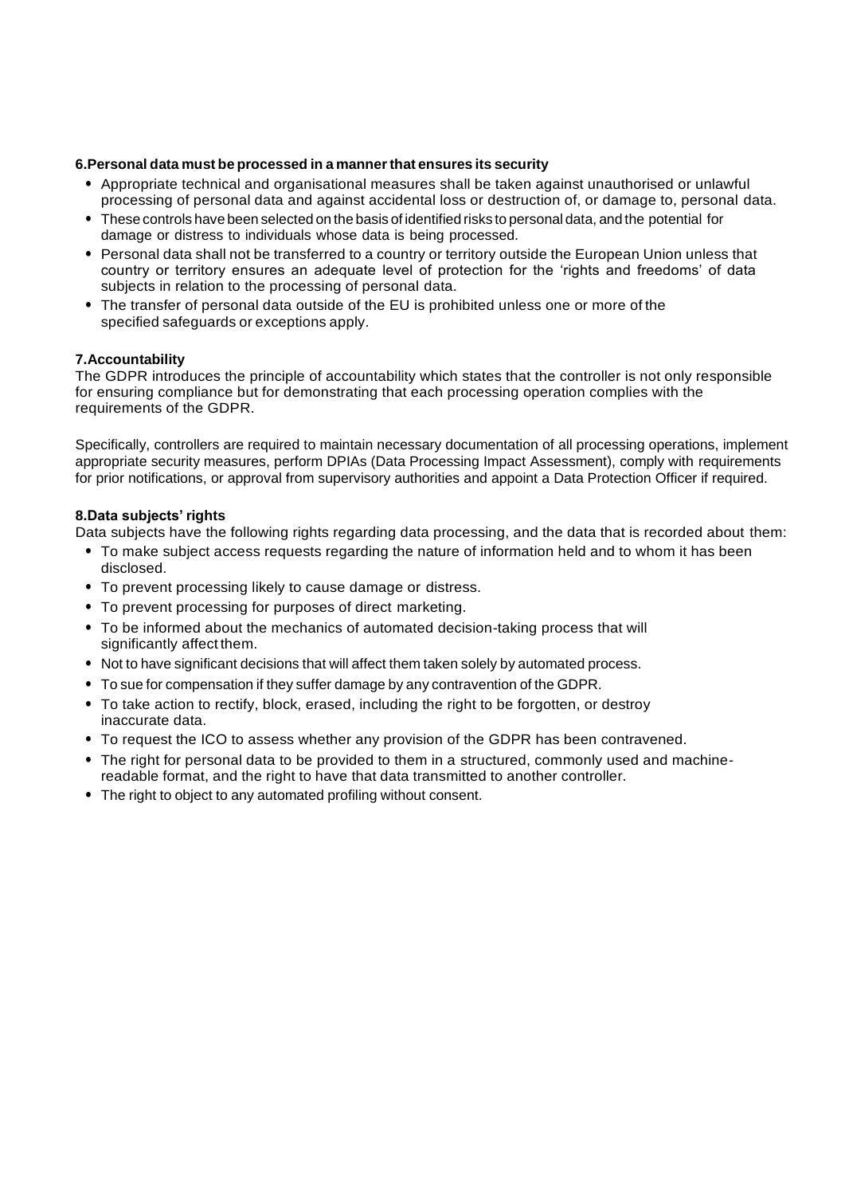**6.Personal data must be processed in a manner that ensures its security**

- Appropriate technical and organisational measures shall be taken against unauthorised or unlawful processing of personal data and against accidental loss or destruction of, or damage to, personal data.
- These controls have been selected on the basis of identified risks to personal data, and the potential for damage or distress to individuals whose data is being processed.
- Personal data shall not be transferred to a country or territory outside the European Union unless that country or territory ensures an adequate level of protection for the 'rights and freedoms' of data subjects in relation to the processing of personal data.
- The transfer of personal data outside of the EU is prohibited unless one or more of the specified safeguards or exceptions apply.

**7.Accountability**

The GDPR introduces the principle of accountability which states that the controller is not only responsible for ensuring compliance but for demonstrating that each processing operation complies with the requirements of the GDPR.

Specifically, controllers are required to maintain necessary documentation of all processing operations, implement appropriate security measures, perform DPIAs (Data Processing Impact Assessment), comply with requirements for prior notifications, or approval from supervisory authorities and appoint a Data Protection Officer if required.

**8.Data subjects' rights**

Data subjects have the following rights regarding data processing, and the data that is recorded about them:

- To make subject access requests regarding the nature of information held and to whom it has been disclosed.
- To prevent processing likely to cause damage or distress.
- To prevent processing for purposes of direct marketing.
- To be informed about the mechanics of automated decision-taking process that will significantly affect them.
- Not to have significant decisions that will affect them taken solely by automated process.
- To sue for compensation if they suffer damage by any contravention of the GDPR.
- To take action to rectify, block, erased, including the right to be forgotten, or destroy inaccurate data.
- To request the ICO to assess whether any provision of the GDPR has been contravened.
- The right for personal data to be provided to them in a structured, commonly used and machine-readable format, and the right to have that data transmitted to another controller.
- The right to object to any automated profiling without consent.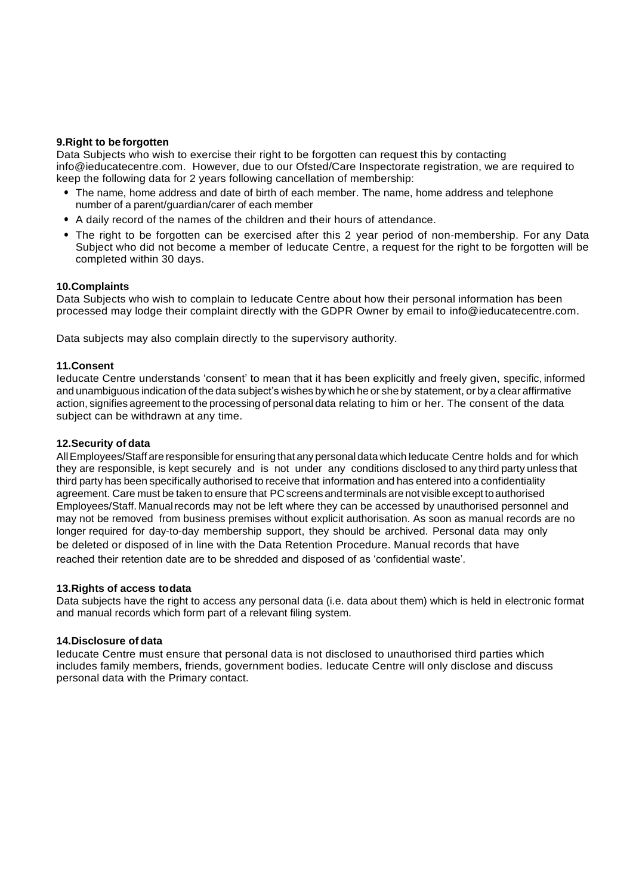**9.Right to be forgotten**

Data Subjects who wish to exercise their right to be forgotten can request this by contacting info@ieducatecentre.com. However, due to our Ofsted/Care Inspectorate registration, we are required to keep the following data for 2 years following cancellation of membership:

- The name, home address and date of birth of each member. The name, home address and telephone number of a parent/guardian/carer of each member
- A daily record of the names of the children and their hours of attendance.
- The right to be forgotten can be exercised after this 2 year period of non-membership. For any Data Subject who did not become a member of Ieducate Centre, a request for the right to be forgotten will be completed within 30 days.

**10.Complaints**

Data Subjects who wish to complain to Ieducate Centre about how their personal information has been processed may lodge their complaint directly with the GDPR Owner by email to info@ieducatecentre.com.

Data subjects may also complain directly to the supervisory authority.

**11.Consent**

Ieducate Centre understands 'consent' to mean that it has been explicitly and freely given, specific, informed and unambiguous indication of the data subject's wishes by which he or she by statement, or by a clear affirmative action, signifies agreement to the processing of personal data relating to him or her. The consent of the data subject can be withdrawn at any time.

**12.Security of data**

All Employees/Staff are responsible for ensuring that any personal data which Ieducate Centre holds and for which they are responsible, is kept securely and is not under any conditions disclosed to any third party unless that third party has been specifically authorised to receive that information and has entered into a confidentiality agreement. Care must be taken to ensure that PC screens and terminals are not visible except to authorised Employees/Staff. Manual records may not be left where they can be accessed by unauthorised personnel and may not be removed from business premises without explicit authorisation. As soon as manual records are no longer required for day-to-day membership support, they should be archived. Personal data may only be deleted or disposed of in line with the Data Retention Procedure. Manual records that have reached their retention date are to be shredded and disposed of as 'confidential waste'.

**13.Rights of access to data**

Data subjects have the right to access any personal data (i.e. data about them) which is held in electronic format and manual records which form part of a relevant filing system.

**14.Disclosure of data**

Ieducate Centre must ensure that personal data is not disclosed to unauthorised third parties which includes family members, friends, government bodies. Ieducate Centre will only disclose and discuss personal data with the Primary contact.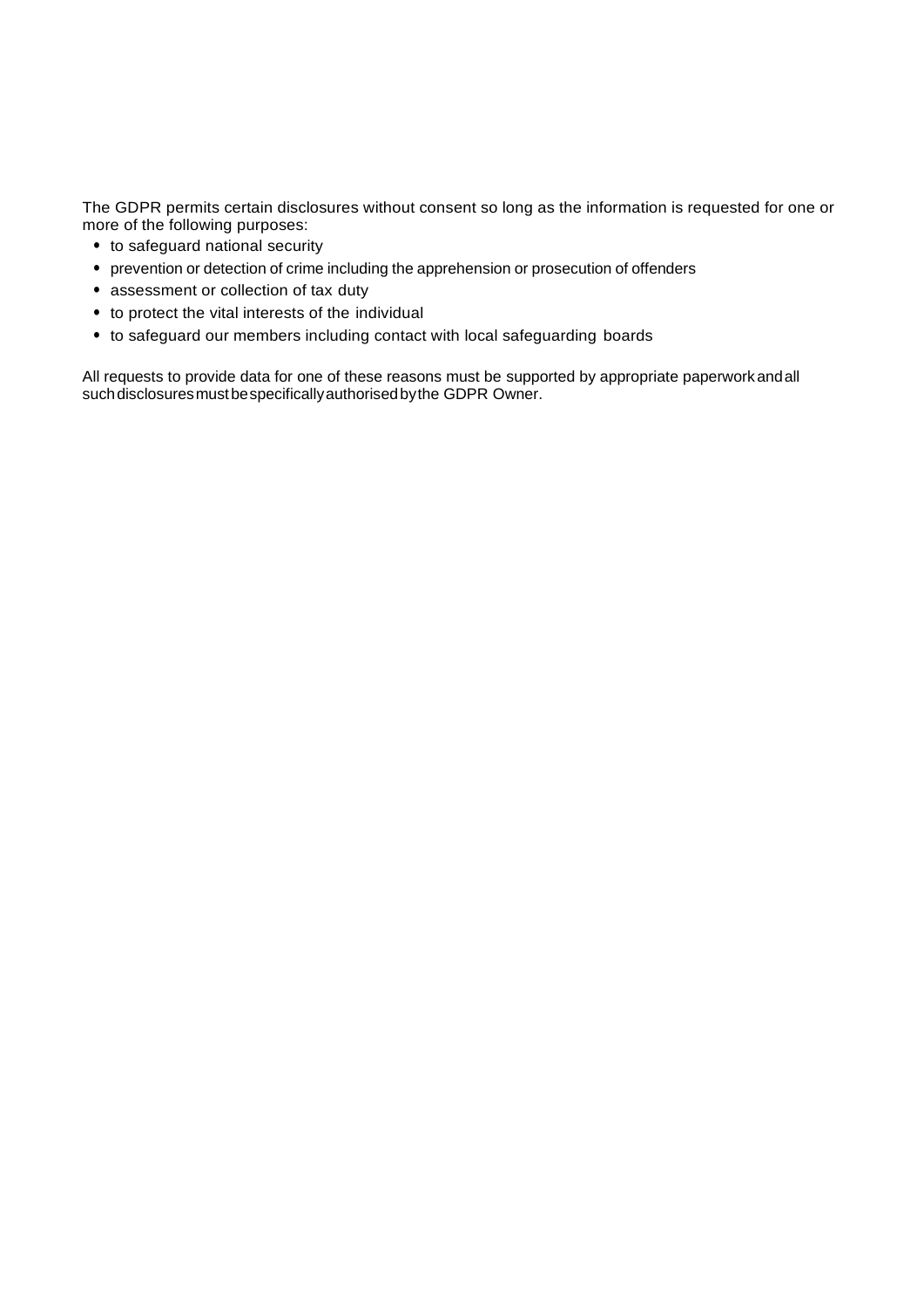The GDPR permits certain disclosures without consent so long as the information is requested for one or more of the following purposes:

- to safeguard national security
- prevention or detection of crime including the apprehension or prosecution of offenders
- assessment or collection of tax duty
- to protect the vital interests of the individual
- to safeguard our members including contact with local safeguarding boards

All requests to provide data for one of these reasons must be supported by appropriate paperwork and all such disclosures must be specifically authorised by the GDPR Owner.